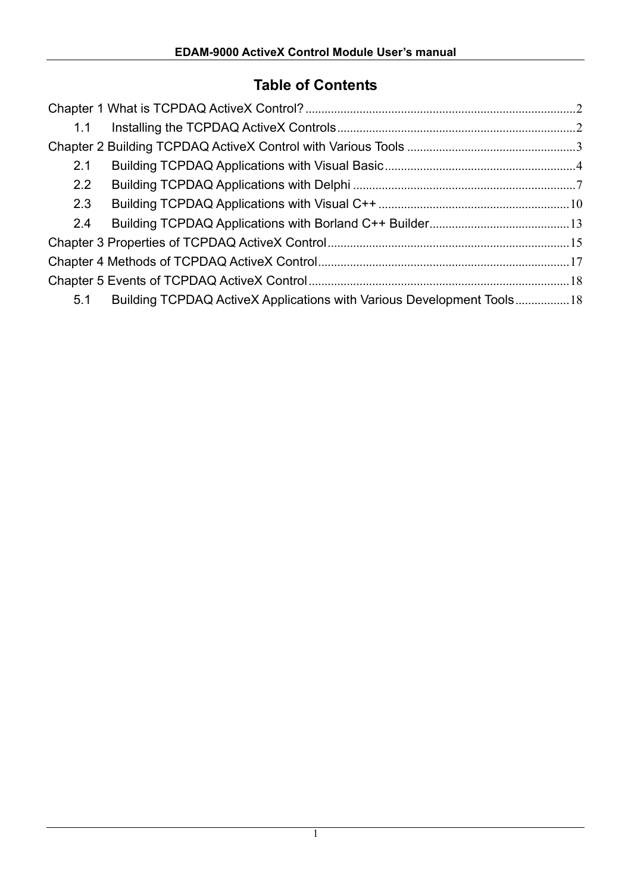# Table of Contents

Chapter 1 What is TCPDAQ ActiveX Control? .......... 2

- 1.1 Installing the TCPDAQ ActiveX Controls .......... 2

Chapter 2 Building TCPDAQ ActiveX Control with Various Tools .......... 3

- 2.1 Building TCPDAQ Applications with Visual Basic .......... 4
- 2.2 Building TCPDAQ Applications with Delphi .......... 7
- 2.3 Building TCPDAQ Applications with Visual C++ .......... 10
- 2.4 Building TCPDAQ Applications with Borland C++ Builder .......... 13

Chapter 3 Properties of TCPDAQ ActiveX Control .......... 15

Chapter 4 Methods of TCPDAQ ActiveX Control .......... 17

Chapter 5 Events of TCPDAQ ActiveX Control .......... 18

- 5.1 Building TCPDAQ ActiveX Applications with Various Development Tools .......... 18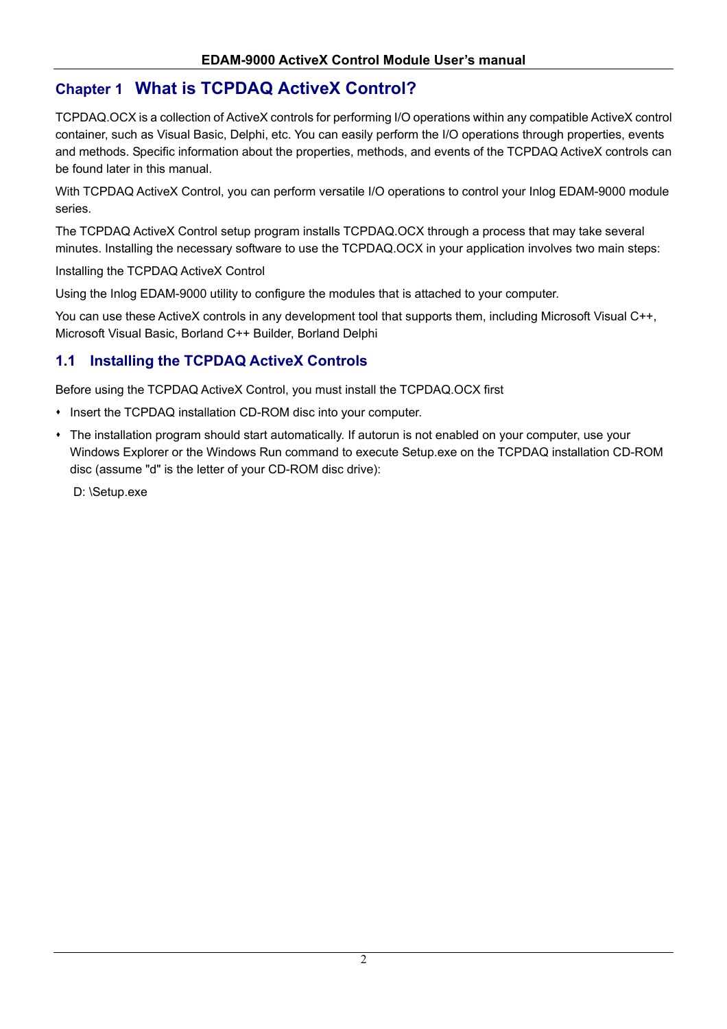# Chapter 1 What is TCPDAQ ActiveX Control?

TCPDAQ.OCX is a collection of ActiveX controls for performing I/O operations within any compatible ActiveX control container, such as Visual Basic, Delphi, etc. You can easily perform the I/O operations through properties, events and methods. Specific information about the properties, methods, and events of the TCPDAQ ActiveX controls can be found later in this manual.

With TCPDAQ ActiveX Control, you can perform versatile I/O operations to control your Inlog EDAM-9000 module series.

The TCPDAQ ActiveX Control setup program installs TCPDAQ.OCX through a process that may take several minutes. Installing the necessary software to use the TCPDAQ.OCX in your application involves two main steps:

Installing the TCPDAQ ActiveX Control

Using the Inlog EDAM-9000 utility to configure the modules that is attached to your computer.

You can use these ActiveX controls in any development tool that supports them, including Microsoft Visual C++, Microsoft Visual Basic, Borland C++ Builder, Borland Delphi

## 1.1 Installing the TCPDAQ ActiveX Controls

Before using the TCPDAQ ActiveX Control, you must install the TCPDAQ.OCX first

- Insert the TCPDAQ installation CD-ROM disc into your computer.
- The installation program should start automatically. If autorun is not enabled on your computer, use your Windows Explorer or the Windows Run command to execute Setup.exe on the TCPDAQ installation CD-ROM disc (assume "d" is the letter of your CD-ROM disc drive):

  D: \Setup.exe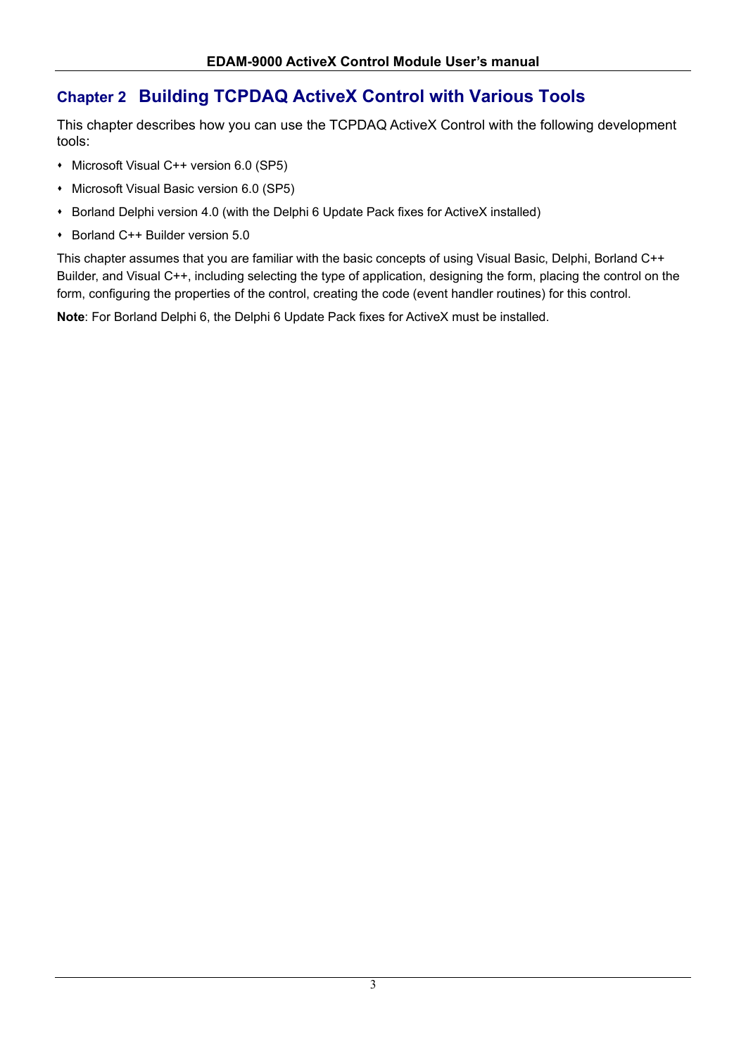# Chapter 2 Building TCPDAQ ActiveX Control with Various Tools

This chapter describes how you can use the TCPDAQ ActiveX Control with the following development tools:

- Microsoft Visual C++ version 6.0 (SP5)
- Microsoft Visual Basic version 6.0 (SP5)
- Borland Delphi version 4.0 (with the Delphi 6 Update Pack fixes for ActiveX installed)
- Borland C++ Builder version 5.0

This chapter assumes that you are familiar with the basic concepts of using Visual Basic, Delphi, Borland C++ Builder, and Visual C++, including selecting the type of application, designing the form, placing the control on the form, configuring the properties of the control, creating the code (event handler routines) for this control.

**Note**: For Borland Delphi 6, the Delphi 6 Update Pack fixes for ActiveX must be installed.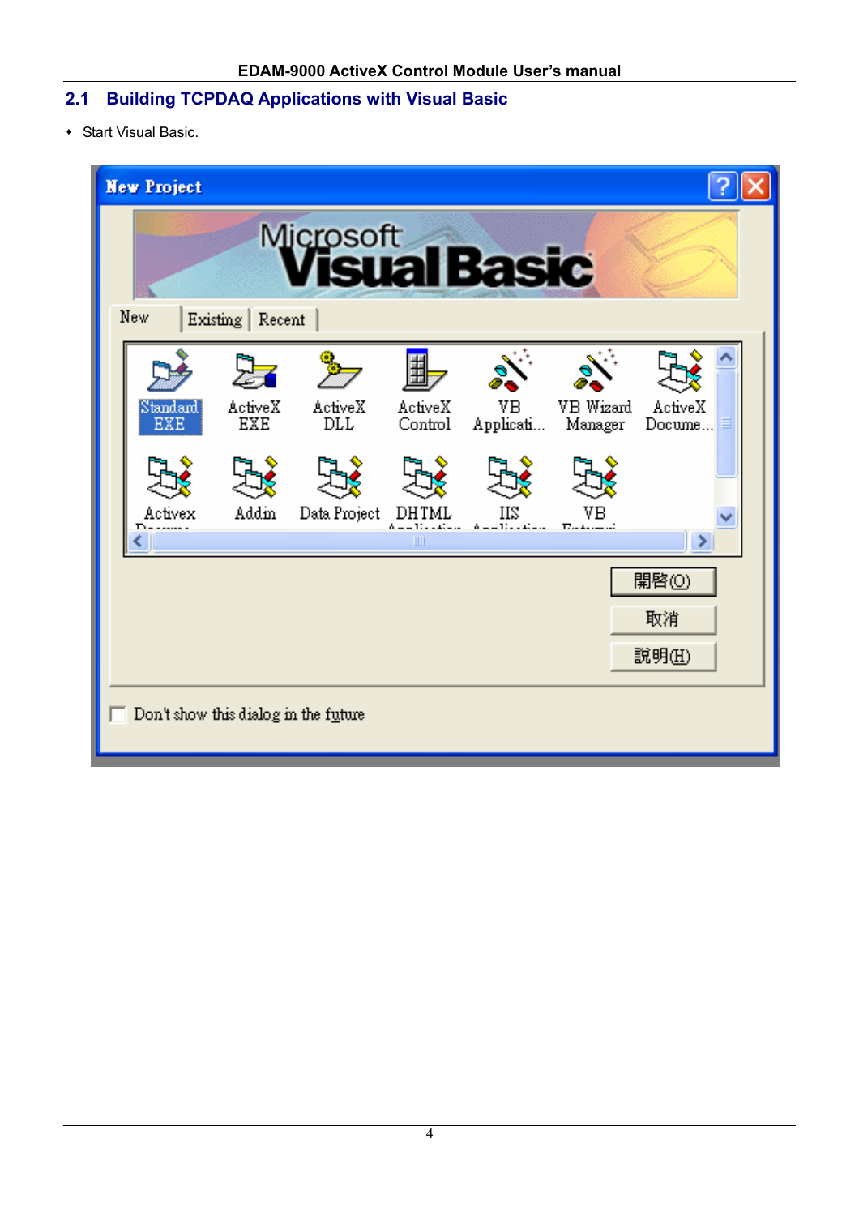## 2.1 Building TCPDAQ Applications with Visual Basic

- Start Visual Basic.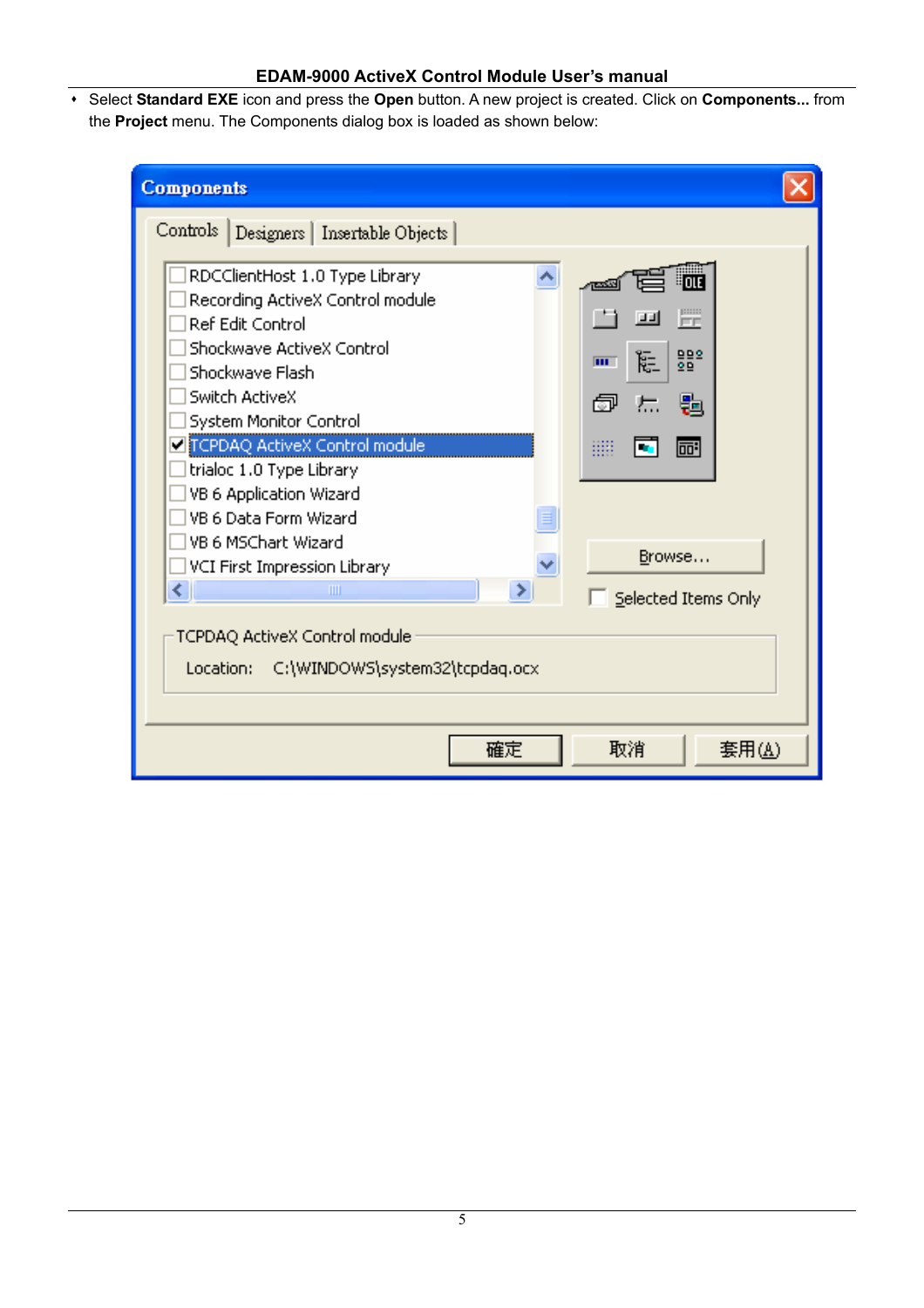- Select **Standard EXE** icon and press the **Open** button. A new project is created. Click on **Components...** from the **Project** menu. The Components dialog box is loaded as shown below: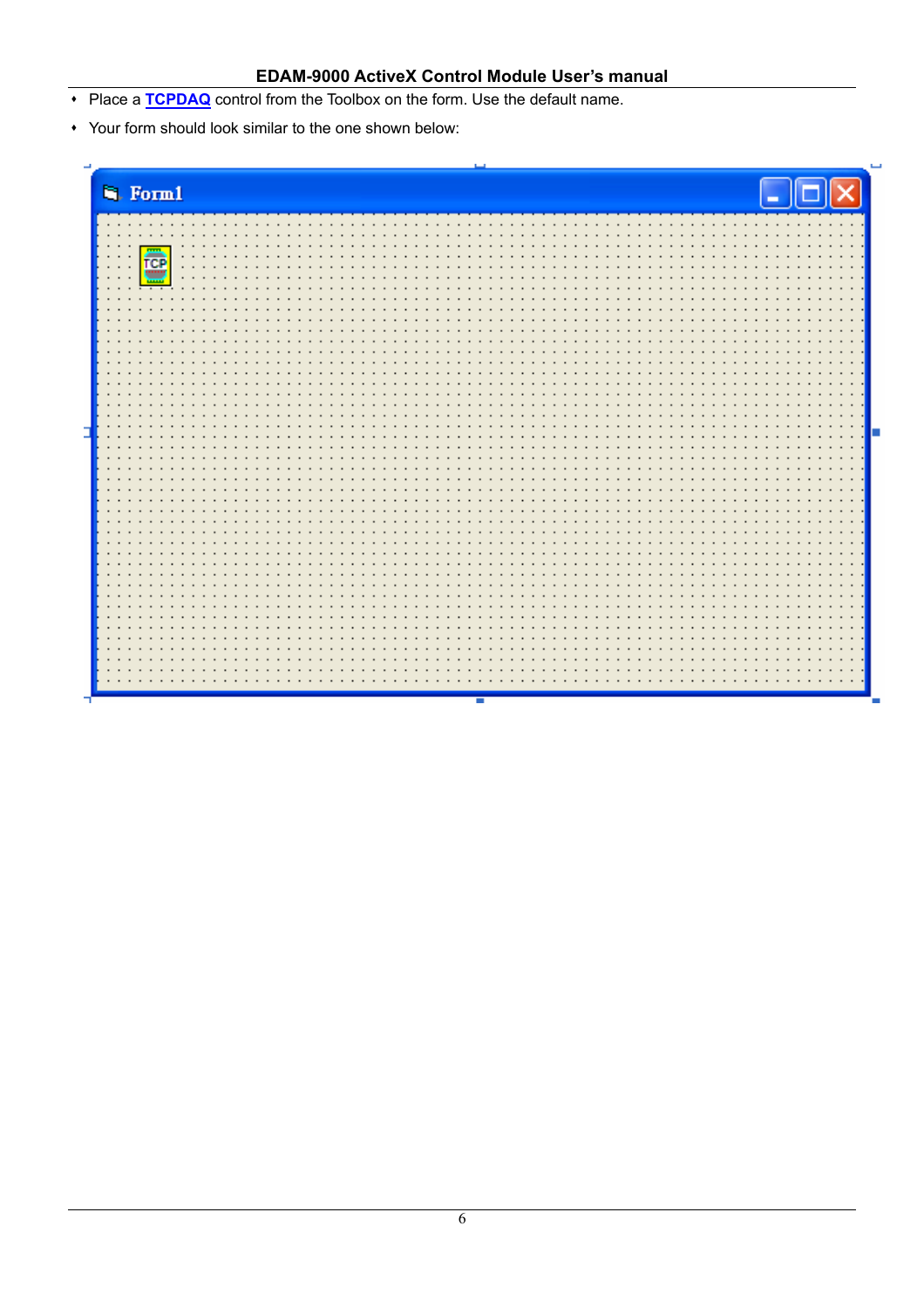- Place a **TCPDAQ** control from the Toolbox on the form. Use the default name.
- Your form should look similar to the one shown below: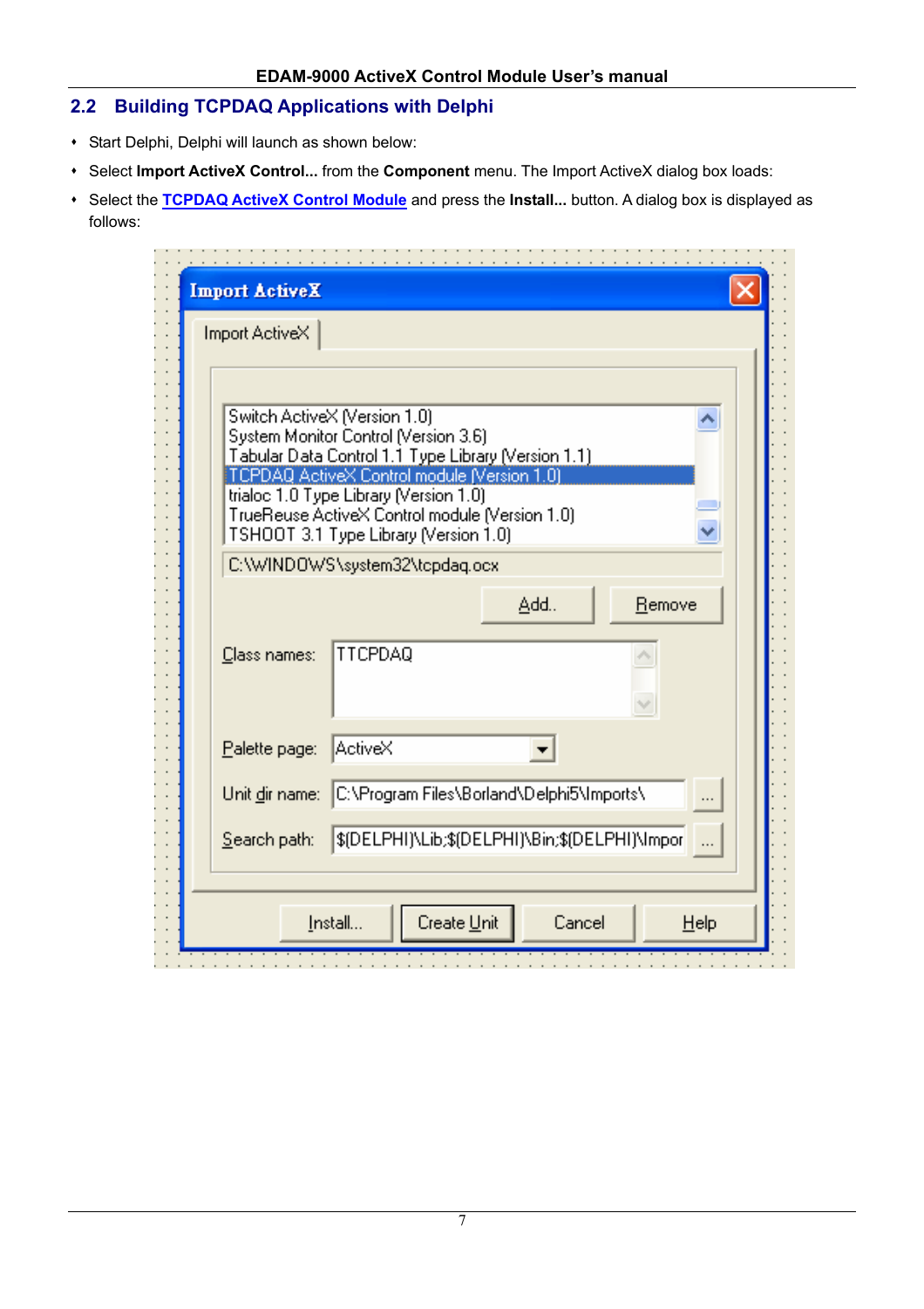## 2.2 Building TCPDAQ Applications with Delphi

- Start Delphi, Delphi will launch as shown below:
- Select **Import ActiveX Control...** from the **Component** menu. The Import ActiveX dialog box loads:
- Select the **TCPDAQ ActiveX Control Module** and press the **Install...** button. A dialog box is displayed as follows: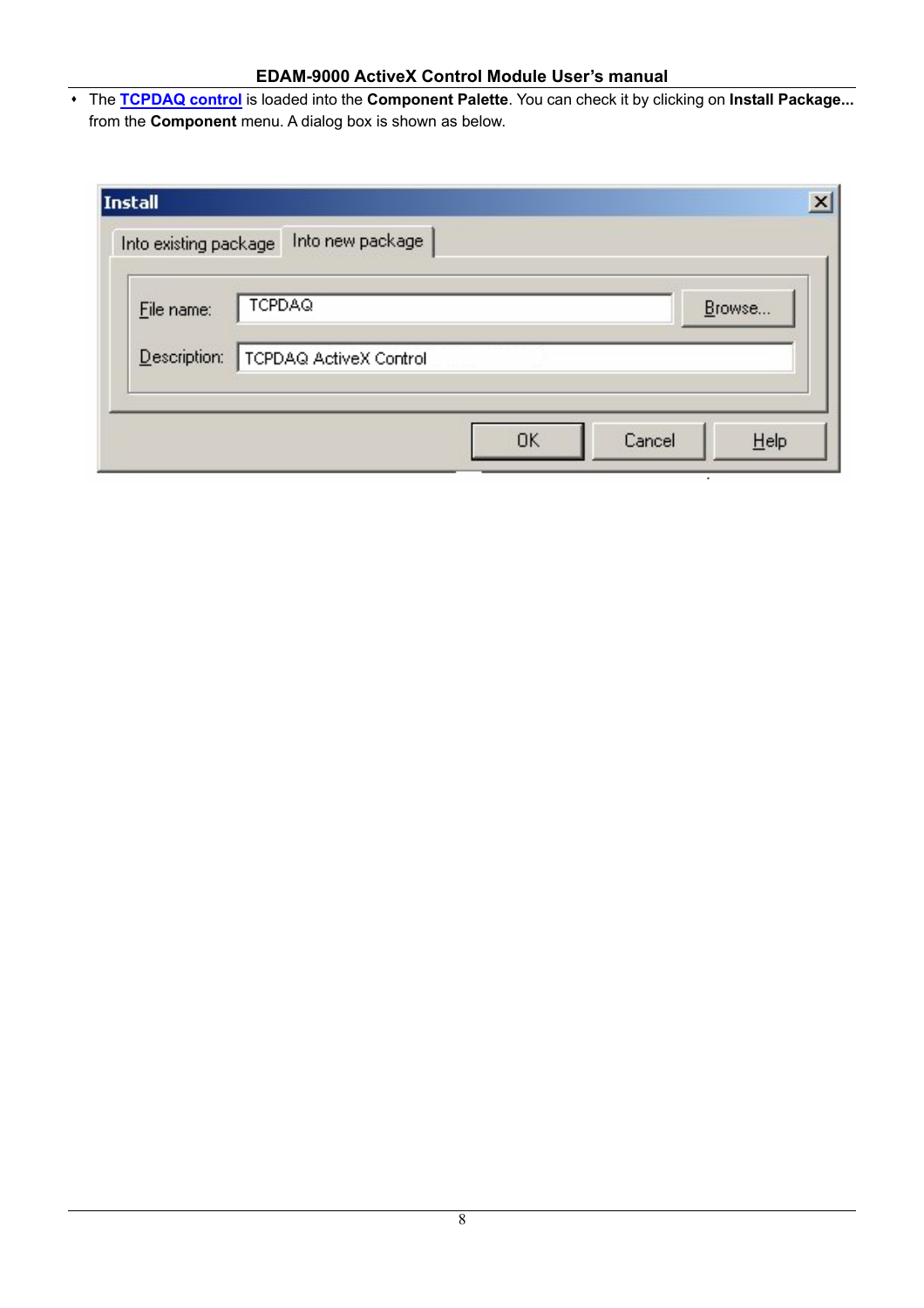- The **TCPDAQ control** is loaded into the **Component Palette**. You can check it by clicking on **Install Package...** from the **Component** menu. A dialog box is shown as below.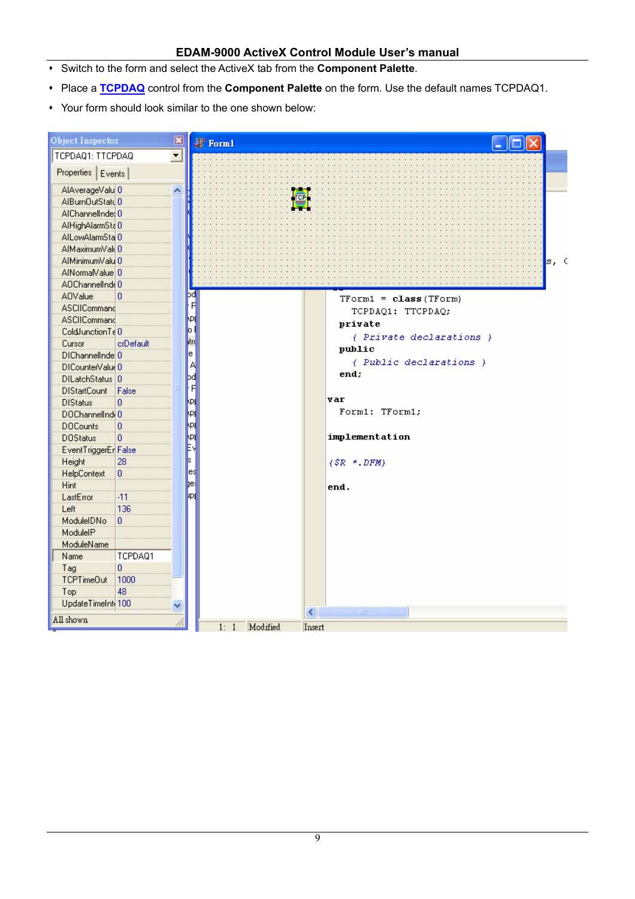- Switch to the form and select the ActiveX tab from the **Component Palette**.
- Place a **TCPDAQ** control from the **Component Palette** on the form. Use the default names TCPDAQ1.
- Your form should look similar to the one shown below: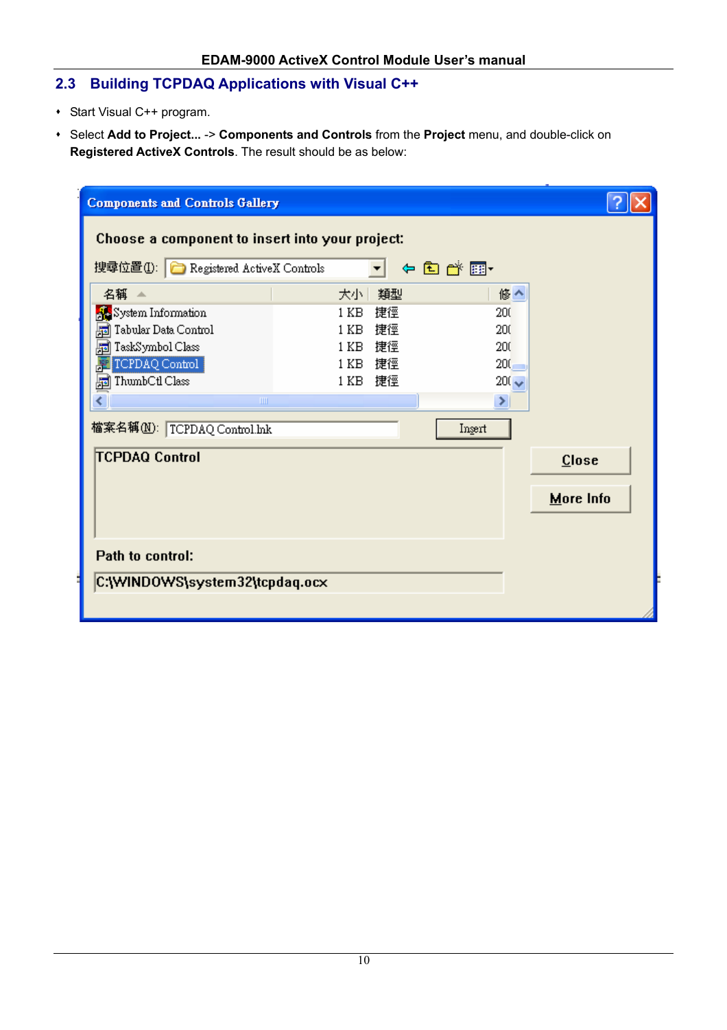## 2.3 Building TCPDAQ Applications with Visual C++

- Start Visual C++ program.
- Select **Add to Project...** -> **Components and Controls** from the **Project** menu, and double-click on **Registered ActiveX Controls**. The result should be as below: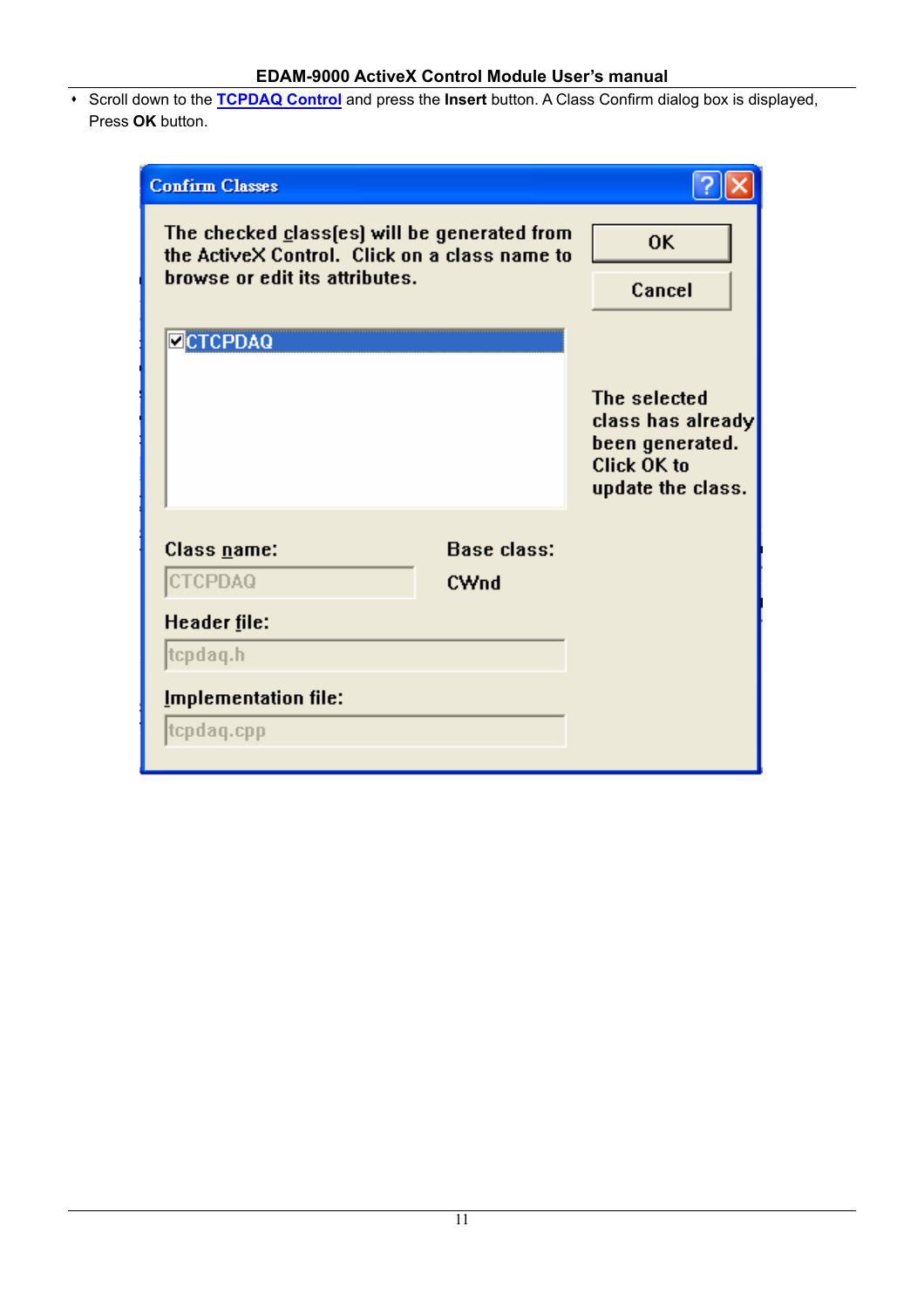- Scroll down to the **TCPDAQ Control** and press the **Insert** button. A Class Confirm dialog box is displayed, Press **OK** button.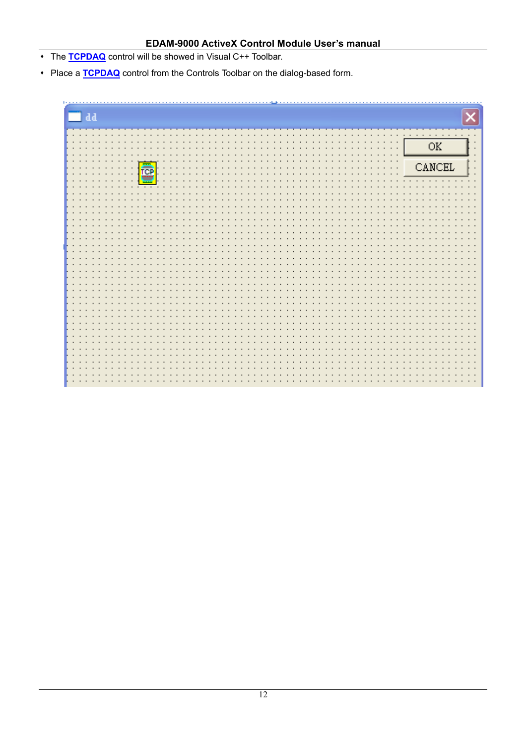- The **TCPDAQ** control will be showed in Visual C++ Toolbar.
- Place a **TCPDAQ** control from the Controls Toolbar on the dialog-based form.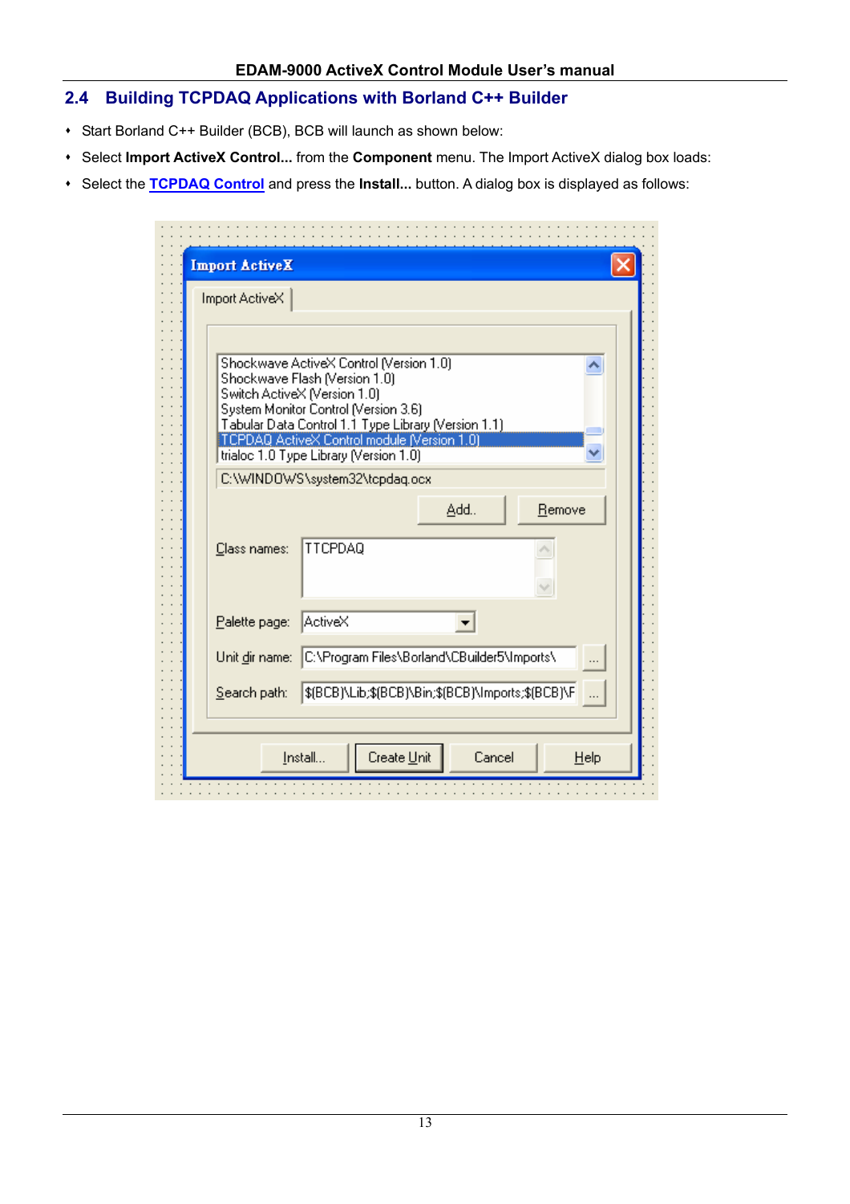## 2.4 Building TCPDAQ Applications with Borland C++ Builder

- Start Borland C++ Builder (BCB), BCB will launch as shown below:
- Select **Import ActiveX Control...** from the **Component** menu. The Import ActiveX dialog box loads:
- Select the **TCPDAQ Control** and press the **Install...** button. A dialog box is displayed as follows: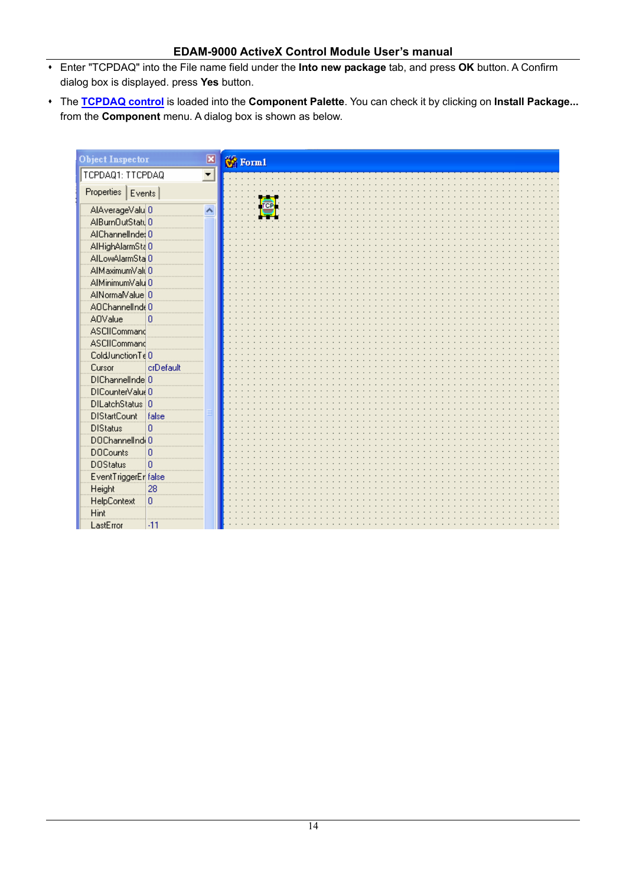- Enter "TCPDAQ" into the File name field under the **Into new package** tab, and press **OK** button. A Confirm dialog box is displayed. press **Yes** button.
- The **TCPDAQ control** is loaded into the **Component Palette**. You can check it by clicking on **Install Package...** from the **Component** menu. A dialog box is shown as below.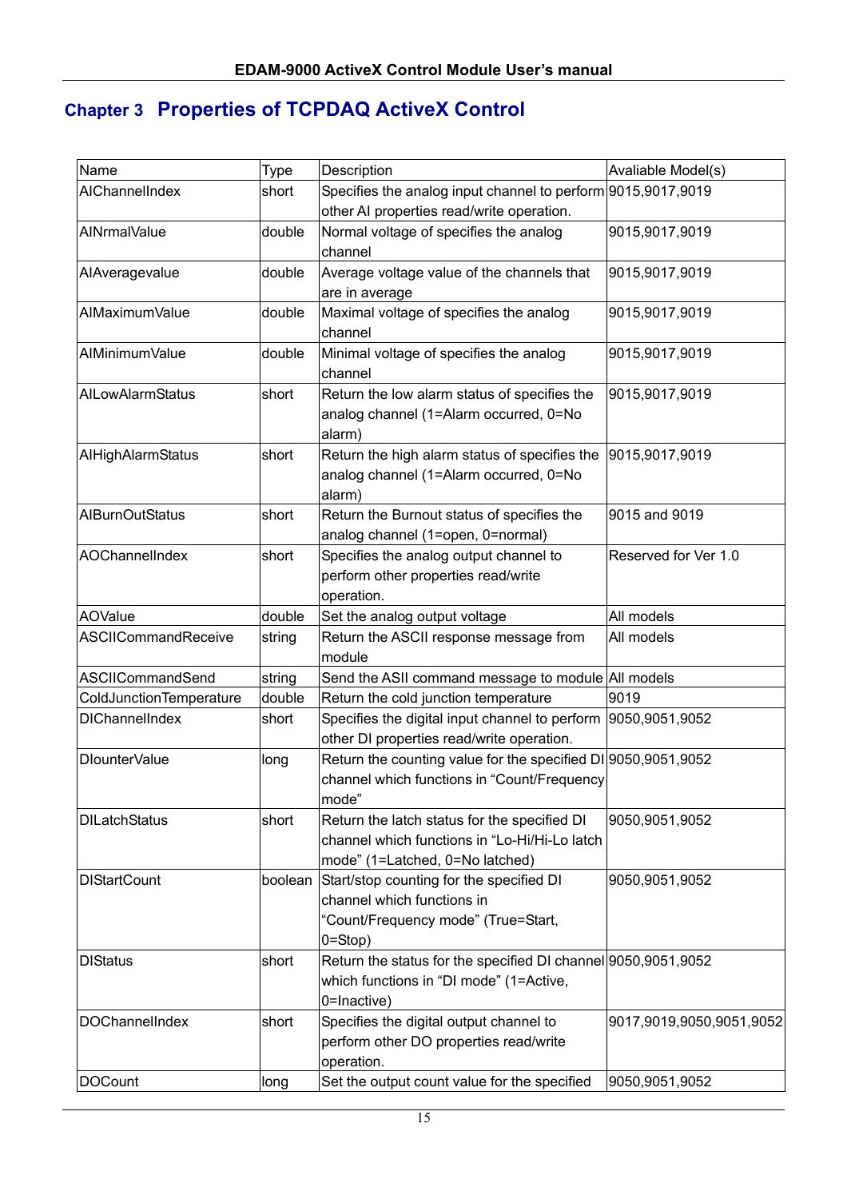## Chapter 3 Properties of TCPDAQ ActiveX Control

| Name | Type | Description | Avaliable Model(s) |
|---|---|---|---|
| AIChannelIndex | short | Specifies the analog input channel to perform other AI properties read/write operation. | 9015,9017,9019 |
| AINrmalValue | double | Normal voltage of specifies the analog channel | 9015,9017,9019 |
| AIAveragevalue | double | Average voltage value of the channels that are in average | 9015,9017,9019 |
| AIMaximumValue | double | Maximal voltage of specifies the analog channel | 9015,9017,9019 |
| AIMinimumValue | double | Minimal voltage of specifies the analog channel | 9015,9017,9019 |
| AILowAlarmStatus | short | Return the low alarm status of specifies the analog channel (1=Alarm occurred, 0=No alarm) | 9015,9017,9019 |
| AIHighAlarmStatus | short | Return the high alarm status of specifies the analog channel (1=Alarm occurred, 0=No alarm) | 9015,9017,9019 |
| AIBurnOutStatus | short | Return the Burnout status of specifies the analog channel (1=open, 0=normal) | 9015 and 9019 |
| AOChannelIndex | short | Specifies the analog output channel to perform other properties read/write operation. | Reserved for Ver 1.0 |
| AOValue | double | Set the analog output voltage | All models |
| ASCIICommandReceive | string | Return the ASCII response message from module | All models |
| ASCIICommandSend | string | Send the ASII command message to module | All models |
| ColdJunctionTemperature | double | Return the cold junction temperature | 9019 |
| DIChannelIndex | short | Specifies the digital input channel to perform other DI properties read/write operation. | 9050,9051,9052 |
| DIounterValue | long | Return the counting value for the specified DI channel which functions in "Count/Frequency mode" | 9050,9051,9052 |
| DILatchStatus | short | Return the latch status for the specified DI channel which functions in "Lo-Hi/Hi-Lo latch mode" (1=Latched, 0=No latched) | 9050,9051,9052 |
| DIStartCount | boolean | Start/stop counting for the specified DI channel which functions in "Count/Frequency mode" (True=Start, 0=Stop) | 9050,9051,9052 |
| DIStatus | short | Return the status for the specified DI channel which functions in "DI mode" (1=Active, 0=Inactive) | 9050,9051,9052 |
| DOChannelIndex | short | Specifies the digital output channel to perform other DO properties read/write operation. | 9017,9019,9050,9051,9052 |
| DOCount | long | Set the output count value for the specified | 9050,9051,9052 |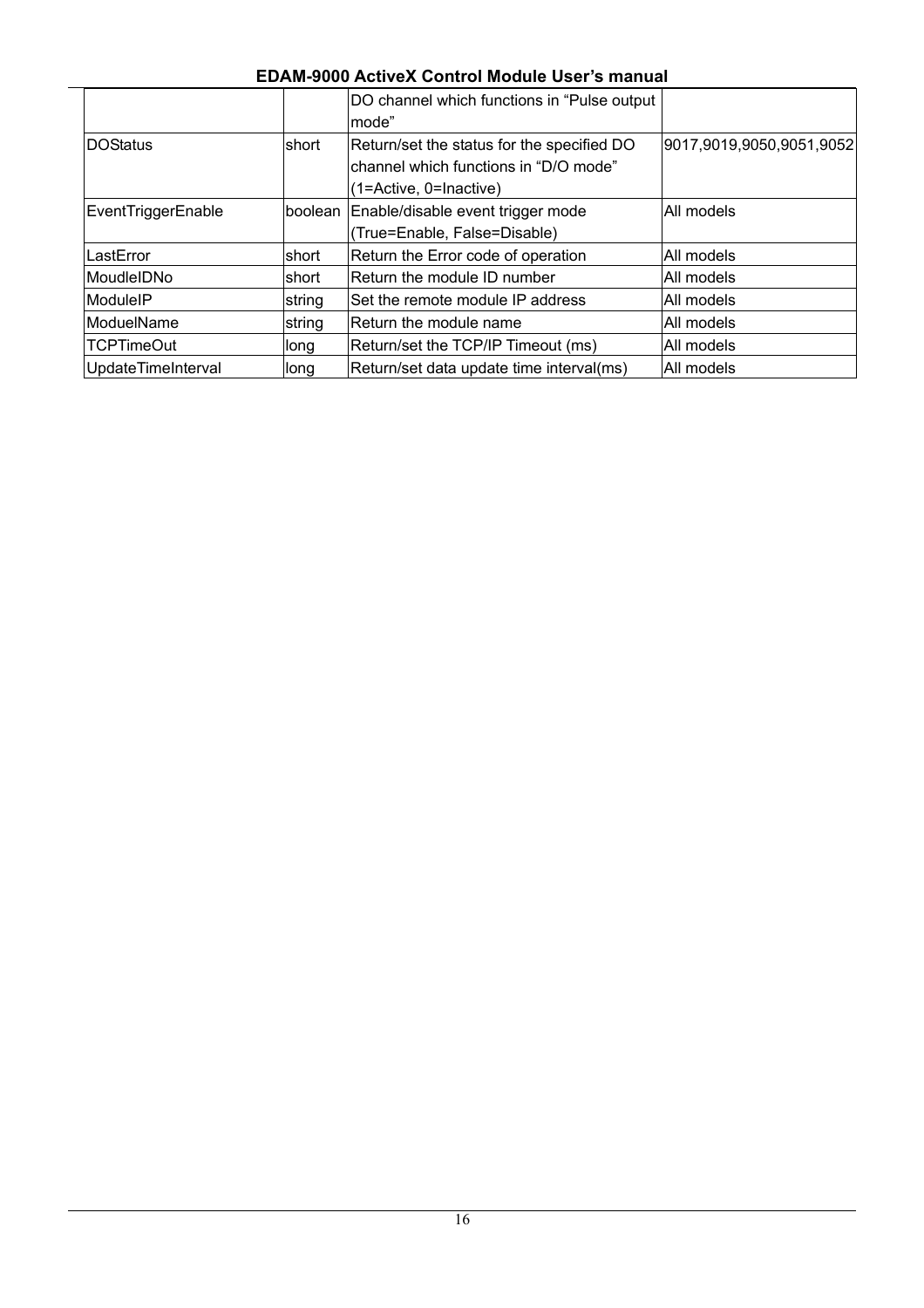|  |  | DO channel which functions in “Pulse output mode” |  |
|---|---|---|---|
| DOStatus | short | Return/set the status for the specified DO channel which functions in “D/O mode” (1=Active, 0=Inactive) | 9017,9019,9050,9051,9052 |
| EventTriggerEnable | boolean | Enable/disable event trigger mode (True=Enable, False=Disable) | All models |
| LastError | short | Return the Error code of operation | All models |
| MoudleIDNo | short | Return the module ID number | All models |
| ModuleIP | string | Set the remote module IP address | All models |
| ModuelName | string | Return the module name | All models |
| TCPTimeOut | long | Return/set the TCP/IP Timeout (ms) | All models |
| UpdateTimeInterval | long | Return/set data update time interval(ms) | All models |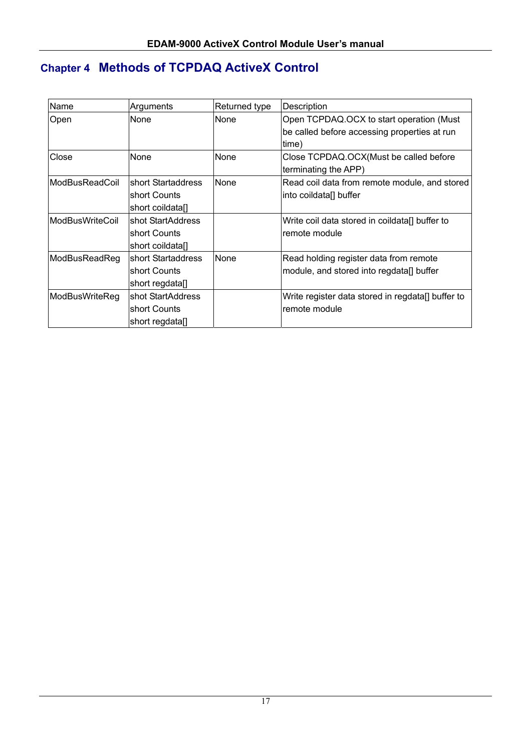# Chapter 4 Methods of TCPDAQ ActiveX Control

| Name | Arguments | Returned type | Description |
|---|---|---|---|
| Open | None | None | Open TCPDAQ.OCX to start operation (Must be called before accessing properties at run time) |
| Close | None | None | Close TCPDAQ.OCX(Must be called before terminating the APP) |
| ModBusReadCoil | short Startaddress<br>short Counts<br>short coildata[] | None | Read coil data from remote module, and stored into coildata[] buffer |
| ModBusWriteCoil | shot StartAddress<br>short Counts<br>short coildata[] | | Write coil data stored in coildata[] buffer to remote module |
| ModBusReadReg | short Startaddress<br>short Counts<br>short regdata[] | None | Read holding register data from remote module, and stored into regdata[] buffer |
| ModBusWriteReg | shot StartAddress<br>short Counts<br>short regdata[] | | Write register data stored in regdata[] buffer to remote module |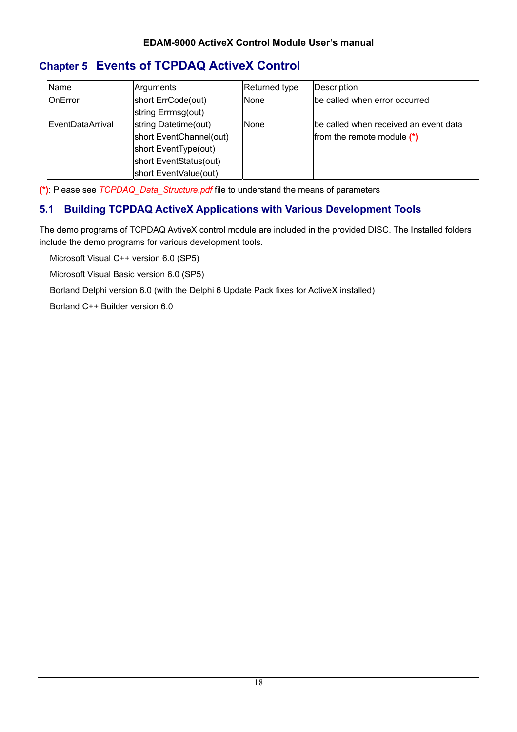# Chapter 5 Events of TCPDAQ ActiveX Control

| Name | Arguments | Returned type | Description |
|---|---|---|---|
| OnError | short ErrCode(out)<br>string Errmsg(out) | None | be called when error occurred |
| EventDataArrival | string Datetime(out)<br>short EventChannel(out)<br>short EventType(out)<br>short EventStatus(out)<br>short EventValue(out) | None | be called when received an event data from the remote module (*) |

(*): Please see *TCPDAQ_Data_Structure.pdf* file to understand the means of parameters

## 5.1 Building TCPDAQ ActiveX Applications with Various Development Tools

The demo programs of TCPDAQ AvtiveX control module are included in the provided DISC. The Installed folders include the demo programs for various development tools.

Microsoft Visual C++ version 6.0 (SP5)

Microsoft Visual Basic version 6.0 (SP5)

Borland Delphi version 6.0 (with the Delphi 6 Update Pack fixes for ActiveX installed)

Borland C++ Builder version 6.0